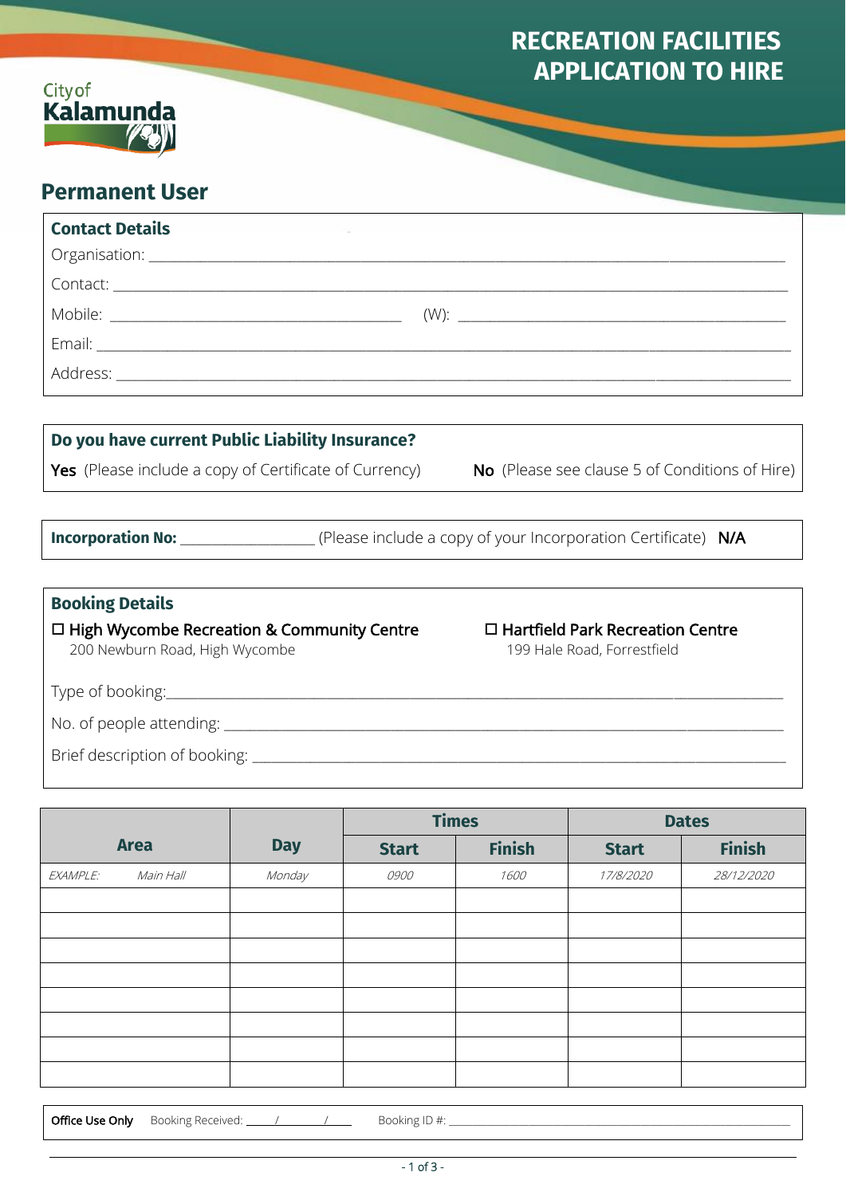City of Kalamunda

# RECREATION FACILITIES APPLICATION TO HIRE

## Permanent User

### Contact Details

Organisation: ______________________________________________

Contact: ______________________________________________

Mobile: ______________________ (W): ______________________

Email: ______________________________________________

Address: ______________________________________________

### Do you have current Public Liability Insurance?

**Yes** (Please include a copy of Certificate of Currency) **No** (Please see clause 5 of Conditions of Hire)

**Incorporation No:** ____________ (Please include a copy of your Incorporation Certificate) N/A

### Booking Details

☐ **High Wycombe Recreation & Community Centre**
200 Newburn Road, High Wycombe

☐ **Hartfield Park Recreation Centre**
199 Hale Road, Forrestfield

Type of booking: ______________________________________________

No. of people attending: ______________________________________________

Brief description of booking: ______________________________________________

| Area | Day | Times | | Dates | |
|---|---|---|---|---|---|
| | | Start | Finish | Start | Finish |
| *EXAMPLE: Main Hall* | *Monday* | *0900* | *1600* | *17/8/2020* | *28/12/2020* |
| | | | | | |
| | | | | | |
| | | | | | |
| | | | | | |
| | | | | | |
| | | | | | |
| | | | | | |
| | | | | | |

**Office Use Only** Booking Received: ____/____/____ Booking ID #: ______________________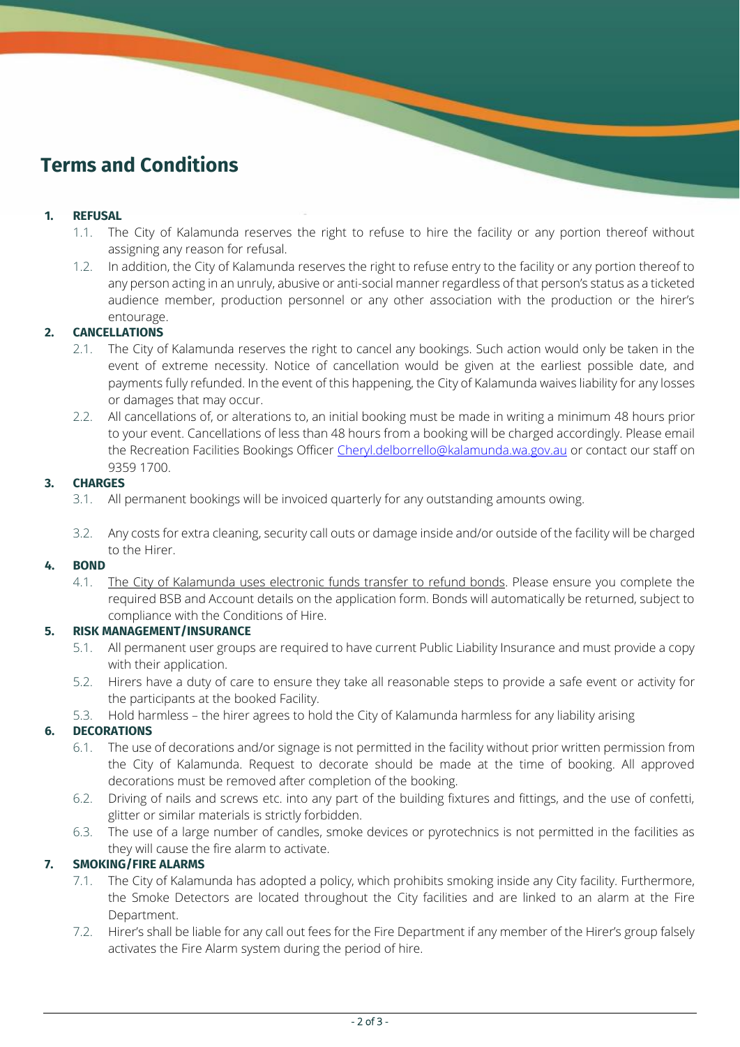# Terms and Conditions

1. **REFUSAL**
    - 1.1. The City of Kalamunda reserves the right to refuse to hire the facility or any portion thereof without assigning any reason for refusal.
    - 1.2. In addition, the City of Kalamunda reserves the right to refuse entry to the facility or any portion thereof to any person acting in an unruly, abusive or anti-social manner regardless of that person's status as a ticketed audience member, production personnel or any other association with the production or the hirer's entourage.
2. **CANCELLATIONS**
    - 2.1. The City of Kalamunda reserves the right to cancel any bookings. Such action would only be taken in the event of extreme necessity. Notice of cancellation would be given at the earliest possible date, and payments fully refunded. In the event of this happening, the City of Kalamunda waives liability for any losses or damages that may occur.
    - 2.2. All cancellations of, or alterations to, an initial booking must be made in writing a minimum 48 hours prior to your event. Cancellations of less than 48 hours from a booking will be charged accordingly. Please email the Recreation Facilities Bookings Officer Cheryl.delborrello@kalamunda.wa.gov.au or contact our staff on 9359 1700.
3. **CHARGES**
    - 3.1. All permanent bookings will be invoiced quarterly for any outstanding amounts owing.
    - 3.2. Any costs for extra cleaning, security call outs or damage inside and/or outside of the facility will be charged to the Hirer.
4. **BOND**
    - 4.1. The City of Kalamunda uses electronic funds transfer to refund bonds. Please ensure you complete the required BSB and Account details on the application form. Bonds will automatically be returned, subject to compliance with the Conditions of Hire.
5. **RISK MANAGEMENT/INSURANCE**
    - 5.1. All permanent user groups are required to have current Public Liability Insurance and must provide a copy with their application.
    - 5.2. Hirers have a duty of care to ensure they take all reasonable steps to provide a safe event or activity for the participants at the booked Facility.
    - 5.3. Hold harmless – the hirer agrees to hold the City of Kalamunda harmless for any liability arising
6. **DECORATIONS**
    - 6.1. The use of decorations and/or signage is not permitted in the facility without prior written permission from the City of Kalamunda. Request to decorate should be made at the time of booking. All approved decorations must be removed after completion of the booking.
    - 6.2. Driving of nails and screws etc. into any part of the building fixtures and fittings, and the use of confetti, glitter or similar materials is strictly forbidden.
    - 6.3. The use of a large number of candles, smoke devices or pyrotechnics is not permitted in the facilities as they will cause the fire alarm to activate.
7. **SMOKING/FIRE ALARMS**
    - 7.1. The City of Kalamunda has adopted a policy, which prohibits smoking inside any City facility. Furthermore, the Smoke Detectors are located throughout the City facilities and are linked to an alarm at the Fire Department.
    - 7.2. Hirer's shall be liable for any call out fees for the Fire Department if any member of the Hirer's group falsely activates the Fire Alarm system during the period of hire.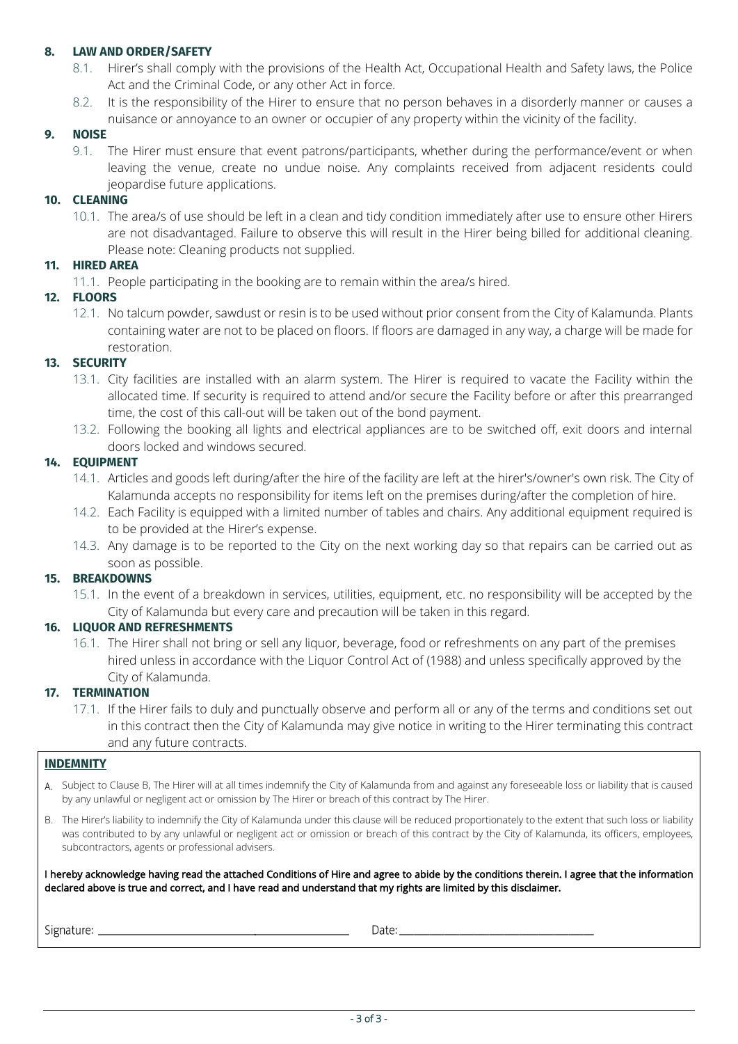**8. LAW AND ORDER/SAFETY**

8.1. Hirer's shall comply with the provisions of the Health Act, Occupational Health and Safety laws, the Police Act and the Criminal Code, or any other Act in force.

8.2. It is the responsibility of the Hirer to ensure that no person behaves in a disorderly manner or causes a nuisance or annoyance to an owner or occupier of any property within the vicinity of the facility.

**9. NOISE**

9.1. The Hirer must ensure that event patrons/participants, whether during the performance/event or when leaving the venue, create no undue noise. Any complaints received from adjacent residents could jeopardise future applications.

**10. CLEANING**

10.1. The area/s of use should be left in a clean and tidy condition immediately after use to ensure other Hirers are not disadvantaged. Failure to observe this will result in the Hirer being billed for additional cleaning. Please note: Cleaning products not supplied.

**11. HIRED AREA**

11.1. People participating in the booking are to remain within the area/s hired.

**12. FLOORS**

12.1. No talcum powder, sawdust or resin is to be used without prior consent from the City of Kalamunda. Plants containing water are not to be placed on floors. If floors are damaged in any way, a charge will be made for restoration.

**13. SECURITY**

13.1. City facilities are installed with an alarm system. The Hirer is required to vacate the Facility within the allocated time. If security is required to attend and/or secure the Facility before or after this prearranged time, the cost of this call-out will be taken out of the bond payment.

13.2. Following the booking all lights and electrical appliances are to be switched off, exit doors and internal doors locked and windows secured.

**14. EQUIPMENT**

14.1. Articles and goods left during/after the hire of the facility are left at the hirer's/owner's own risk. The City of Kalamunda accepts no responsibility for items left on the premises during/after the completion of hire.

14.2. Each Facility is equipped with a limited number of tables and chairs. Any additional equipment required is to be provided at the Hirer's expense.

14.3. Any damage is to be reported to the City on the next working day so that repairs can be carried out as soon as possible.

**15. BREAKDOWNS**

15.1. In the event of a breakdown in services, utilities, equipment, etc. no responsibility will be accepted by the City of Kalamunda but every care and precaution will be taken in this regard.

**16. LIQUOR AND REFRESHMENTS**

16.1. The Hirer shall not bring or sell any liquor, beverage, food or refreshments on any part of the premises hired unless in accordance with the Liquor Control Act of (1988) and unless specifically approved by the City of Kalamunda.

**17. TERMINATION**

17.1. If the Hirer fails to duly and punctually observe and perform all or any of the terms and conditions set out in this contract then the City of Kalamunda may give notice in writing to the Hirer terminating this contract and any future contracts.

**INDEMNITY**

A. Subject to Clause B, The Hirer will at all times indemnify the City of Kalamunda from and against any foreseeable loss or liability that is caused by any unlawful or negligent act or omission by The Hirer or breach of this contract by The Hirer.

B. The Hirer's liability to indemnify the City of Kalamunda under this clause will be reduced proportionately to the extent that such loss or liability was contributed to by any unlawful or negligent act or omission or breach of this contract by the City of Kalamunda, its officers, employees, subcontractors, agents or professional advisers.

**I hereby acknowledge having read the attached Conditions of Hire and agree to abide by the conditions therein. I agree that the information declared above is true and correct, and I have read and understand that my rights are limited by this disclaimer.**

Signature: ______________________________ Date: ______________________________